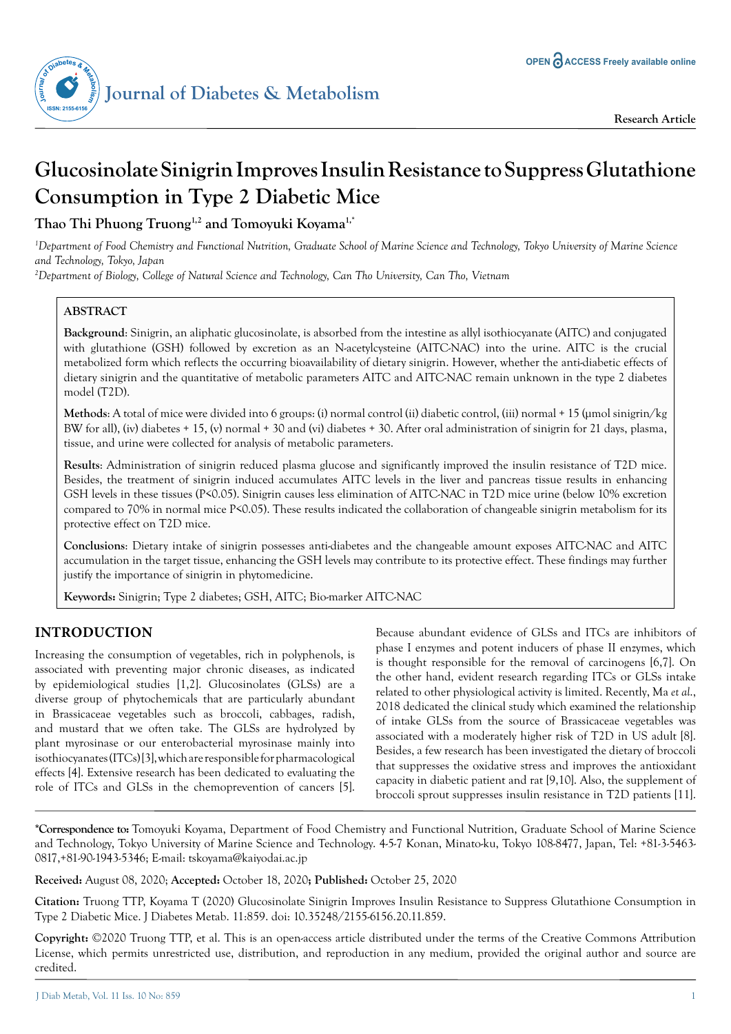# Glucosinolate Sinigrin Improves Insulin Resistance to Suppress Glutathione Consumption in Type 2 Diabetic Mice

**Thao Thi Phuong Truong[1,2] and Tomoyuki Koyama[1,*]**

[1]*Department of Food Chemistry and Functional Nutrition, Graduate School of Marine Science and Technology, Tokyo University of Marine Science and Technology, Tokyo, Japan*

[2]*Department of Biology, College of Natural Science and Technology, Can Tho University, Can Tho, Vietnam*

## ABSTRACT

**Background**: Sinigrin, an aliphatic glucosinolate, is absorbed from the intestine as allyl isothiocyanate (AITC) and conjugated with glutathione (GSH) followed by excretion as an N-acetylcysteine (AITC-NAC) into the urine. AITC is the crucial metabolized form which reflects the occurring bioavailability of dietary sinigrin. However, whether the anti-diabetic effects of dietary sinigrin and the quantitative of metabolic parameters AITC and AITC-NAC remain unknown in the type 2 diabetes model (T2D).

**Methods**: A total of mice were divided into 6 groups: (i) normal control (ii) diabetic control, (iii) normal + 15 (μmol sinigrin/kg BW for all), (iv) diabetes + 15, (v) normal + 30 and (vi) diabetes + 30. After oral administration of sinigrin for 21 days, plasma, tissue, and urine were collected for analysis of metabolic parameters.

**Results**: Administration of sinigrin reduced plasma glucose and significantly improved the insulin resistance of T2D mice. Besides, the treatment of sinigrin induced accumulates AITC levels in the liver and pancreas tissue results in enhancing GSH levels in these tissues ($P<0.05$). Sinigrin causes less elimination of AITC-NAC in T2D mice urine (below 10% excretion compared to 70% in normal mice $P<0.05$). These results indicated the collaboration of changeable sinigrin metabolism for its protective effect on T2D mice.

**Conclusions**: Dietary intake of sinigrin possesses anti-diabetes and the changeable amount exposes AITC-NAC and AITC accumulation in the target tissue, enhancing the GSH levels may contribute to its protective effect. These findings may further justify the importance of sinigrin in phytomedicine.

**Keywords:** Sinigrin; Type 2 diabetes; GSH, AITC; Bio-marker AITC-NAC

## INTRODUCTION

Increasing the consumption of vegetables, rich in polyphenols, is associated with preventing major chronic diseases, as indicated by epidemiological studies [1,2]. Glucosinolates (GLSs) are a diverse group of phytochemicals that are particularly abundant in Brassicaceae vegetables such as broccoli, cabbages, radish, and mustard that we often take. The GLSs are hydrolyzed by plant myrosinase or our enterobacterial myrosinase mainly into isothiocyanates (ITCs) [3], which are responsible for pharmacological effects [4]. Extensive research has been dedicated to evaluating the role of ITCs and GLSs in the chemoprevention of cancers [5]. Because abundant evidence of GLSs and ITCs are inhibitors of phase I enzymes and potent inducers of phase II enzymes, which is thought responsible for the removal of carcinogens [6,7]. On the other hand, evident research regarding ITCs or GLSs intake related to other physiological activity is limited. Recently, Ma *et al.*, 2018 dedicated the clinical study which examined the relationship of intake GLSs from the source of Brassicaceae vegetables was associated with a moderately higher risk of T2D in US adult [8]. Besides, a few research has been investigated the dietary of broccoli that suppresses the oxidative stress and improves the antioxidant capacity in diabetic patient and rat [9,10]. Also, the supplement of broccoli sprout suppresses insulin resistance in T2D patients [11].

**\*Correspondence to:** Tomoyuki Koyama, Department of Food Chemistry and Functional Nutrition, Graduate School of Marine Science and Technology, Tokyo University of Marine Science and Technology. 4-5-7 Konan, Minato-ku, Tokyo 108-8477, Japan, Tel: +81-3-5463-0817,+81-90-1943-5346; E-mail: tskoyama@kaiyodai.ac.jp

**Received:** August 08, 2020; **Accepted:** October 18, 2020**; Published:** October 25, 2020

**Citation:** Truong TTP, Koyama T (2020) Glucosinolate Sinigrin Improves Insulin Resistance to Suppress Glutathione Consumption in Type 2 Diabetic Mice. J Diabetes Metab. 11:859. doi: 10.35248/2155-6156.20.11.859.

**Copyright:** ©2020 Truong TTP, et al. This is an open-access article distributed under the terms of the Creative Commons Attribution License, which permits unrestricted use, distribution, and reproduction in any medium, provided the original author and source are credited.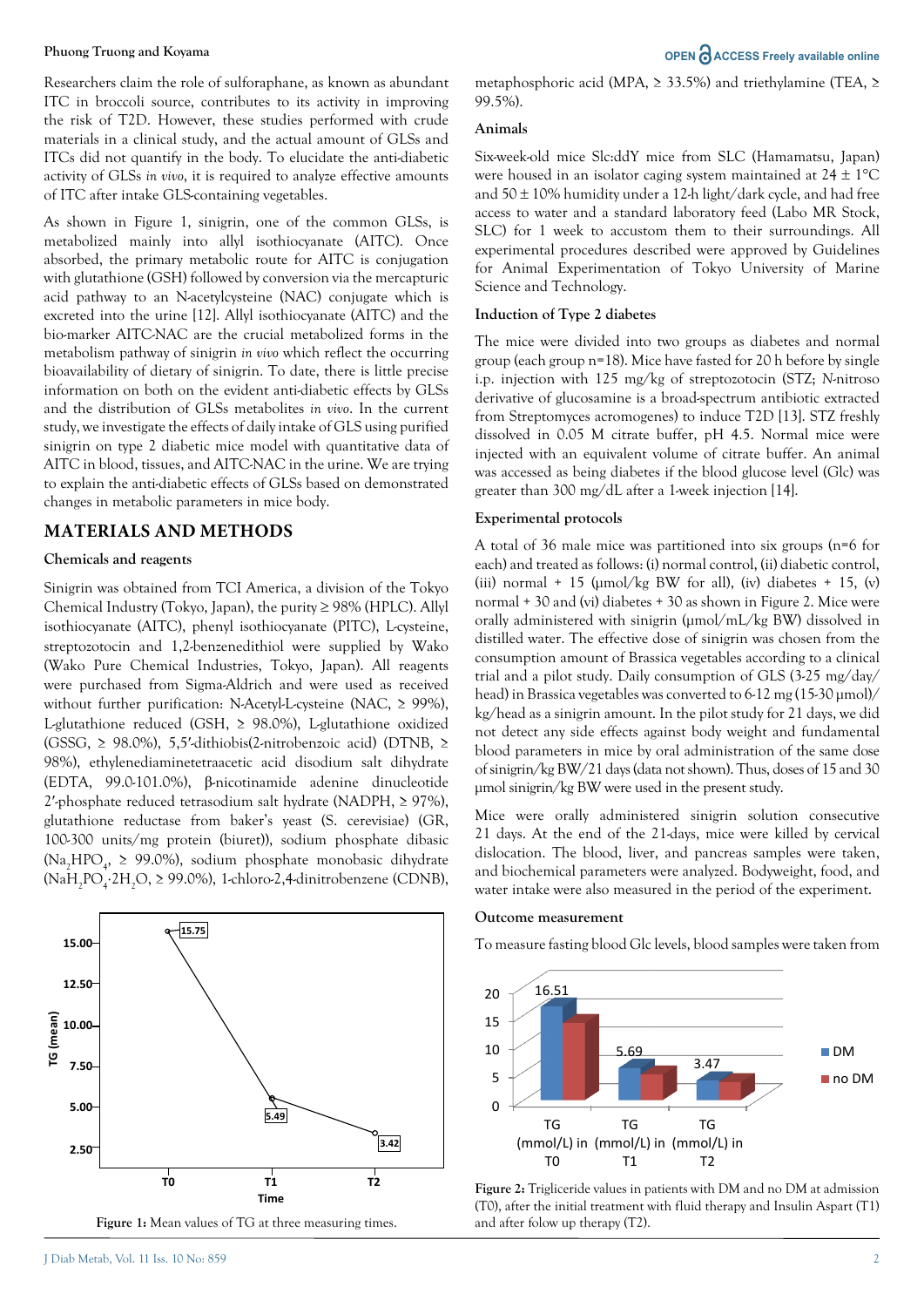Researchers claim the role of sulforaphane, as known as abundant ITC in broccoli source, contributes to its activity in improving the risk of T2D. However, these studies performed with crude materials in a clinical study, and the actual amount of GLSs and ITCs did not quantify in the body. To elucidate the anti-diabetic activity of GLSs *in vivo*, it is required to analyze effective amounts of ITC after intake GLS-containing vegetables.

As shown in Figure 1, sinigrin, one of the common GLSs, is metabolized mainly into allyl isothiocyanate (AITC). Once absorbed, the primary metabolic route for AITC is conjugation with glutathione (GSH) followed by conversion via the mercapturic acid pathway to an N-acetylcysteine (NAC) conjugate which is excreted into the urine [12]. Allyl isothiocyanate (AITC) and the bio-marker AITC-NAC are the crucial metabolized forms in the metabolism pathway of sinigrin *in vivo* which reflect the occurring bioavailability of dietary of sinigrin. To date, there is little precise information on both on the evident anti-diabetic effects by GLSs and the distribution of GLSs metabolites *in vivo*. In the current study, we investigate the effects of daily intake of GLS using purified sinigrin on type 2 diabetic mice model with quantitative data of AITC in blood, tissues, and AITC-NAC in the urine. We are trying to explain the anti-diabetic effects of GLSs based on demonstrated changes in metabolic parameters in mice body.

## MATERIALS AND METHODS

### Chemicals and reagents

Sinigrin was obtained from TCI America, a division of the Tokyo Chemical Industry (Tokyo, Japan), the purity ≥ 98% (HPLC). Allyl isothiocyanate (AITC), phenyl isothiocyanate (PITC), L-cysteine, streptozotocin and 1,2-benzenedithiol were supplied by Wako (Wako Pure Chemical Industries, Tokyo, Japan). All reagents were purchased from Sigma-Aldrich and were used as received without further purification: N-Acetyl-L-cysteine (NAC, ≥ 99%), L-glutathione reduced (GSH, ≥ 98.0%), L-glutathione oxidized (GSSG, ≥ 98.0%), 5,5′-dithiobis(2-nitrobenzoic acid) (DTNB, ≥ 98%), ethylenediaminetetraacetic acid disodium salt dihydrate (EDTA, 99.0-101.0%), β-nicotinamide adenine dinucleotide 2′-phosphate reduced tetrasodium salt hydrate (NADPH, ≥ 97%), glutathione reductase from baker's yeast (S. cerevisiae) (GR, 100-300 units/mg protein (biuret)), sodium phosphate dibasic ($Na_2HPO_4$, ≥ 99.0%), sodium phosphate monobasic dihydrate ($NaH_2PO_4 \cdot 2H_2O$, ≥ 99.0%), 1-chloro-2,4-dinitrobenzene (CDNB), metaphosphoric acid (MPA, ≥ 33.5%) and triethylamine (TEA, ≥ 99.5%).

Figure 1: Mean values of TG at three measuring times.

### Animals

Six-week-old mice Slc:ddY mice from SLC (Hamamatsu, Japan) were housed in an isolator caging system maintained at 24 ± 1°C and 50 ± 10% humidity under a 12-h light/dark cycle, and had free access to water and a standard laboratory feed (Labo MR Stock, SLC) for 1 week to accustom them to their surroundings. All experimental procedures described were approved by Guidelines for Animal Experimentation of Tokyo University of Marine Science and Technology.

### Induction of Type 2 diabetes

The mice were divided into two groups as diabetes and normal group (each group n=18). Mice have fasted for 20 h before by single i.p. injection with 125 mg/kg of streptozotocin (STZ; *N*-nitroso derivative of glucosamine is a broad-spectrum antibiotic extracted from Streptomyces acromogenes) to induce T2D [13]. STZ freshly dissolved in 0.05 M citrate buffer, pH 4.5. Normal mice were injected with an equivalent volume of citrate buffer. An animal was accessed as being diabetes if the blood glucose level (Glc) was greater than 300 mg/dL after a 1-week injection [14].

### Experimental protocols

A total of 36 male mice was partitioned into six groups (n=6 for each) and treated as follows: (i) normal control, (ii) diabetic control, (iii) normal + 15 (μmol/kg BW for all), (iv) diabetes + 15, (v) normal + 30 and (vi) diabetes + 30 as shown in Figure 2. Mice were orally administered with sinigrin (μmol/mL/kg BW) dissolved in distilled water. The effective dose of sinigrin was chosen from the consumption amount of Brassica vegetables according to a clinical trial and a pilot study. Daily consumption of GLS (3-25 mg/day/head) in Brassica vegetables was converted to 6-12 mg (15-30 μmol)/kg/head as a sinigrin amount. In the pilot study for 21 days, we did not detect any side effects against body weight and fundamental blood parameters in mice by oral administration of the same dose of sinigrin/kg BW/21 days (data not shown). Thus, doses of 15 and 30 μmol sinigrin/kg BW were used in the present study.

Mice were orally administered sinigrin solution consecutive 21 days. At the end of the 21-days, mice were killed by cervical dislocation. The blood, liver, and pancreas samples were taken, and biochemical parameters were analyzed. Bodyweight, food, and water intake were also measured in the period of the experiment.

### Outcome measurement

To measure fasting blood Glc levels, blood samples were taken from

Figure 2: Trigliceride values in patients with DM and no DM at admission (T0), after the initial treatment with fluid therapy and Insulin Aspart (T1) and after folow up therapy (T2).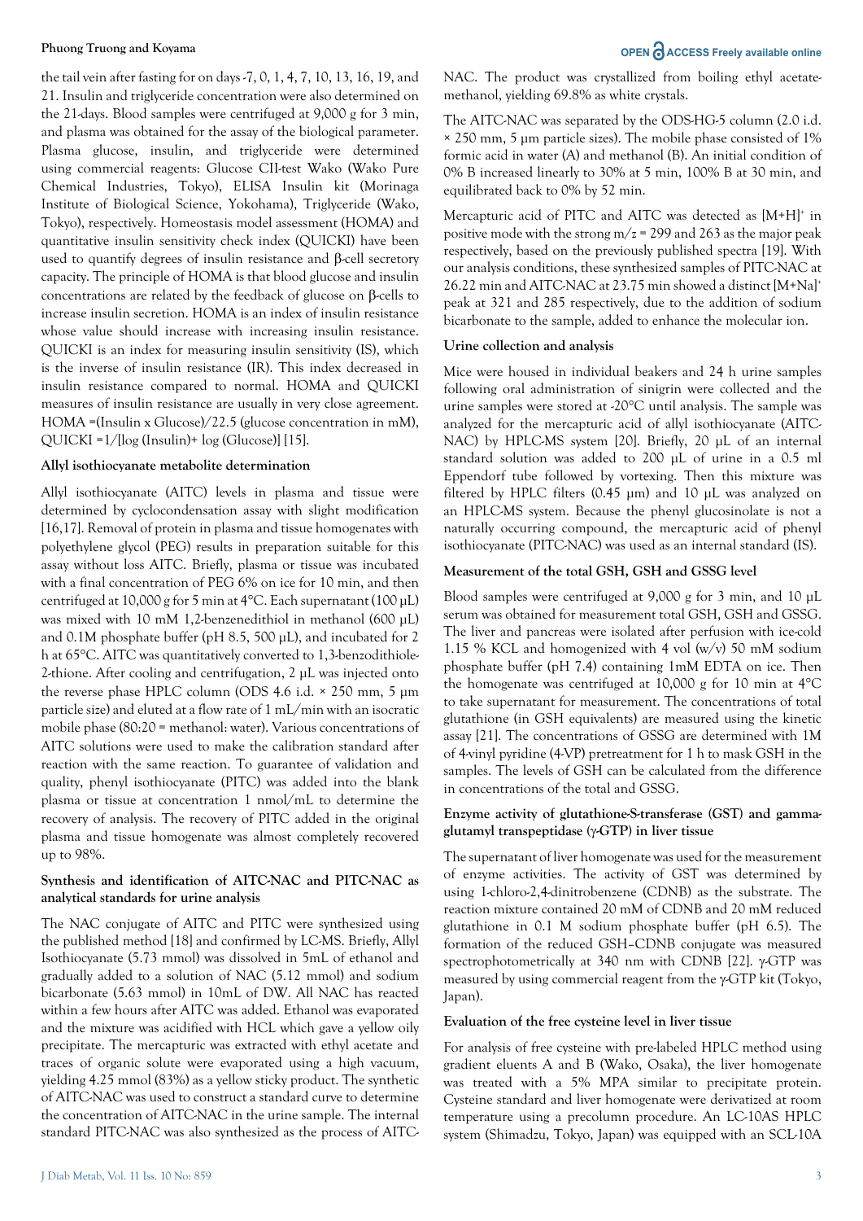the tail vein after fasting for on days -7, 0, 1, 4, 7, 10, 13, 16, 19, and 21. Insulin and triglyceride concentration were also determined on the 21-days. Blood samples were centrifuged at 9,000 g for 3 min, and plasma was obtained for the assay of the biological parameter. Plasma glucose, insulin, and triglyceride were determined using commercial reagents: Glucose CII-test Wako (Wako Pure Chemical Industries, Tokyo), ELISA Insulin kit (Morinaga Institute of Biological Science, Yokohama), Triglyceride (Wako, Tokyo), respectively. Homeostasis model assessment (HOMA) and quantitative insulin sensitivity check index (QUICKI) have been used to quantify degrees of insulin resistance and β-cell secretory capacity. The principle of HOMA is that blood glucose and insulin concentrations are related by the feedback of glucose on β-cells to increase insulin secretion. HOMA is an index of insulin resistance whose value should increase with increasing insulin resistance. QUICKI is an index for measuring insulin sensitivity (IS), which is the inverse of insulin resistance (IR). This index decreased in insulin resistance compared to normal. HOMA and QUICKI measures of insulin resistance are usually in very close agreement. HOMA =(Insulin x Glucose)/22.5 (glucose concentration in mM), QUICKI =1/[log (Insulin)+ log (Glucose)] [15].

### Allyl isothiocyanate metabolite determination

Allyl isothiocyanate (AITC) levels in plasma and tissue were determined by cyclocondensation assay with slight modification [16,17]. Removal of protein in plasma and tissue homogenates with polyethylene glycol (PEG) results in preparation suitable for this assay without loss AITC. Briefly, plasma or tissue was incubated with a final concentration of PEG 6% on ice for 10 min, and then centrifuged at 10,000 g for 5 min at 4°C. Each supernatant (100 µL) was mixed with 10 mM 1,2-benzenedithiol in methanol (600 µL) and 0.1M phosphate buffer (pH 8.5, 500 µL), and incubated for 2 h at 65°C. AITC was quantitatively converted to 1,3-benzodithiole-2-thione. After cooling and centrifugation, 2 µL was injected onto the reverse phase HPLC column (ODS 4.6 i.d. × 250 mm, 5 µm particle size) and eluted at a flow rate of 1 mL/min with an isocratic mobile phase (80:20 = methanol: water). Various concentrations of AITC solutions were used to make the calibration standard after reaction with the same reaction. To guarantee of validation and quality, phenyl isothiocyanate (PITC) was added into the blank plasma or tissue at concentration 1 nmol/mL to determine the recovery of analysis. The recovery of PITC added in the original plasma and tissue homogenate was almost completely recovered up to 98%.

### Synthesis and identification of AITC-NAC and PITC-NAC as analytical standards for urine analysis

The NAC conjugate of AITC and PITC were synthesized using the published method [18] and confirmed by LC-MS. Briefly, Allyl Isothiocyanate (5.73 mmol) was dissolved in 5mL of ethanol and gradually added to a solution of NAC (5.12 mmol) and sodium bicarbonate (5.63 mmol) in 10mL of DW. All NAC has reacted within a few hours after AITC was added. Ethanol was evaporated and the mixture was acidified with HCL which gave a yellow oily precipitate. The mercapturic was extracted with ethyl acetate and traces of organic solute were evaporated using a high vacuum, yielding 4.25 mmol (83%) as a yellow sticky product. The synthetic of AITC-NAC was used to construct a standard curve to determine the concentration of AITC-NAC in the urine sample. The internal standard PITC-NAC was also synthesized as the process of AITC-NAC. The product was crystallized from boiling ethyl acetate-methanol, yielding 69.8% as white crystals.

The AITC-NAC was separated by the ODS-HG-5 column (2.0 i.d. × 250 mm, 5 µm particle sizes). The mobile phase consisted of 1% formic acid in water (A) and methanol (B). An initial condition of 0% B increased linearly to 30% at 5 min, 100% B at 30 min, and equilibrated back to 0% by 52 min.

Mercapturic acid of PITC and AITC was detected as $[M+H]^+$ in positive mode with the strong m/z = 299 and 263 as the major peak respectively, based on the previously published spectra [19]. With our analysis conditions, these synthesized samples of PITC-NAC at 26.22 min and AITC-NAC at 23.75 min showed a distinct $[M+Na]^+$ peak at 321 and 285 respectively, due to the addition of sodium bicarbonate to the sample, added to enhance the molecular ion.

### Urine collection and analysis

Mice were housed in individual beakers and 24 h urine samples following oral administration of sinigrin were collected and the urine samples were stored at -20°C until analysis. The sample was analyzed for the mercapturic acid of allyl isothiocyanate (AITC-NAC) by HPLC-MS system [20]. Briefly, 20 µL of an internal standard solution was added to 200 µL of urine in a 0.5 ml Eppendorf tube followed by vortexing. Then this mixture was filtered by HPLC filters (0.45 µm) and 10 µL was analyzed on an HPLC-MS system. Because the phenyl glucosinolate is not a naturally occurring compound, the mercapturic acid of phenyl isothiocyanate (PITC-NAC) was used as an internal standard (IS).

### Measurement of the total GSH, GSH and GSSG level

Blood samples were centrifuged at 9,000 g for 3 min, and 10 µL serum was obtained for measurement total GSH, GSH and GSSG. The liver and pancreas were isolated after perfusion with ice-cold 1.15 % KCL and homogenized with 4 vol (w/v) 50 mM sodium phosphate buffer (pH 7.4) containing 1mM EDTA on ice. Then the homogenate was centrifuged at 10,000 g for 10 min at 4°C to take supernatant for measurement. The concentrations of total glutathione (in GSH equivalents) are measured using the kinetic assay [21]. The concentrations of GSSG are determined with 1M of 4-vinyl pyridine (4-VP) pretreatment for 1 h to mask GSH in the samples. The levels of GSH can be calculated from the difference in concentrations of the total and GSSG.

### Enzyme activity of glutathione-S-transferase (GST) and gamma-glutamyl transpeptidase (γ-GTP) in liver tissue

The supernatant of liver homogenate was used for the measurement of enzyme activities. The activity of GST was determined by using 1-chloro-2,4-dinitrobenzene (CDNB) as the substrate. The reaction mixture contained 20 mM of CDNB and 20 mM reduced glutathione in 0.1 M sodium phosphate buffer (pH 6.5). The formation of the reduced GSH–CDNB conjugate was measured spectrophotometrically at 340 nm with CDNB [22]. γ-GTP was measured by using commercial reagent from the γ-GTP kit (Tokyo, Japan).

### Evaluation of the free cysteine level in liver tissue

For analysis of free cysteine with pre-labeled HPLC method using gradient eluents A and B (Wako, Osaka), the liver homogenate was treated with a 5% MPA similar to precipitate protein. Cysteine standard and liver homogenate were derivatized at room temperature using a precolumn procedure. An LC-10AS HPLC system (Shimadzu, Tokyo, Japan) was equipped with an SCL-10A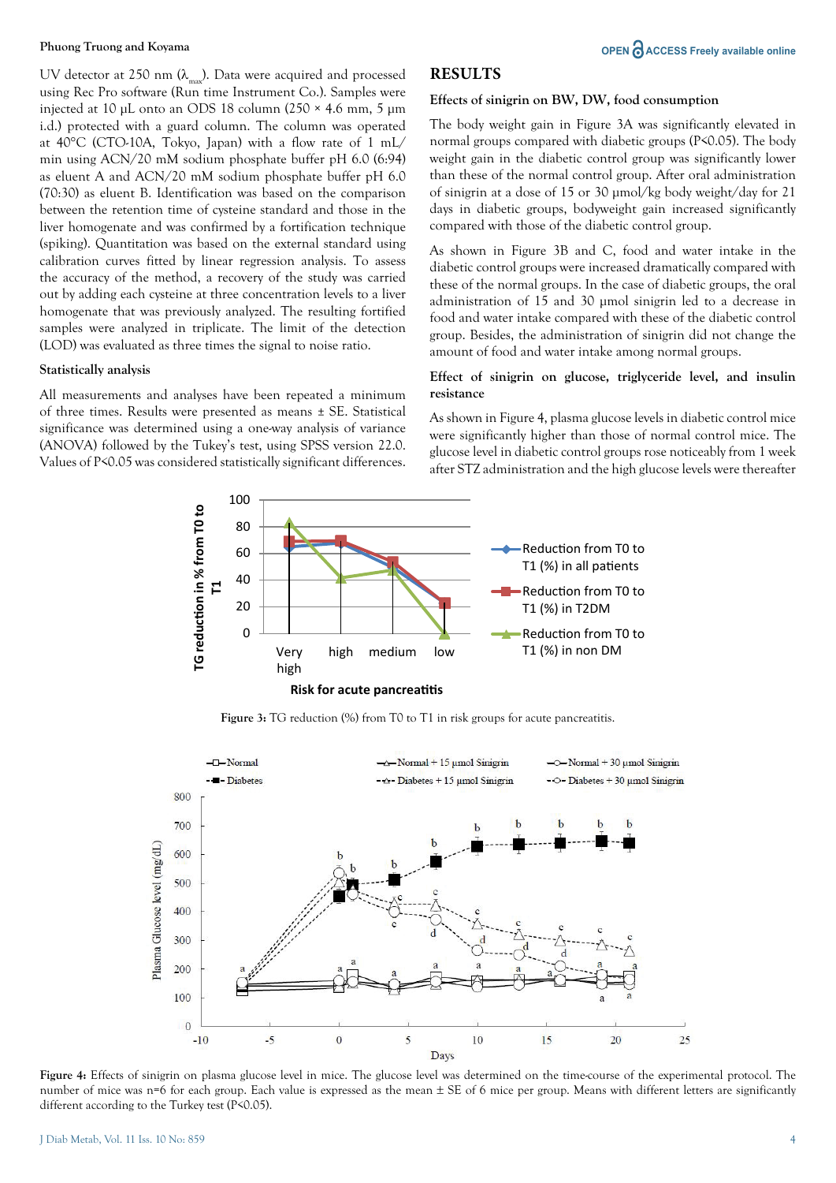UV detector at 250 nm ($\lambda_{max}$). Data were acquired and processed using Rec Pro software (Run time Instrument Co.). Samples were injected at 10 µL onto an ODS 18 column (250 × 4.6 mm, 5 µm i.d.) protected with a guard column. The column was operated at 40°C (CTO-10A, Tokyo, Japan) with a flow rate of 1 mL/min using ACN/20 mM sodium phosphate buffer pH 6.0 (6:94) as eluent A and ACN/20 mM sodium phosphate buffer pH 6.0 (70:30) as eluent B. Identification was based on the comparison between the retention time of cysteine standard and those in the liver homogenate and was confirmed by a fortification technique (spiking). Quantitation was based on the external standard using calibration curves fitted by linear regression analysis. To assess the accuracy of the method, a recovery of the study was carried out by adding each cysteine at three concentration levels to a liver homogenate that was previously analyzed. The resulting fortified samples were analyzed in triplicate. The limit of the detection (LOD) was evaluated as three times the signal to noise ratio.

### Statistically analysis

All measurements and analyses have been repeated a minimum of three times. Results were presented as means ± SE. Statistical significance was determined using a one-way analysis of variance (ANOVA) followed by the Tukey's test, using SPSS version 22.0. Values of $P<0.05$ was considered statistically significant differences.

## RESULTS

### Effects of sinigrin on BW, DW, food consumption

The body weight gain in Figure 3A was significantly elevated in normal groups compared with diabetic groups ($P<0.05$). The body weight gain in the diabetic control group was significantly lower than these of the normal control group. After oral administration of sinigrin at a dose of 15 or 30 µmol/kg body weight/day for 21 days in diabetic groups, bodyweight gain increased significantly compared with those of the diabetic control group.

As shown in Figure 3B and C, food and water intake in the diabetic control groups were increased dramatically compared with these of the normal groups. In the case of diabetic groups, the oral administration of 15 and 30 µmol sinigrin led to a decrease in food and water intake compared with these of the diabetic control group. Besides, the administration of sinigrin did not change the amount of food and water intake among normal groups.

### Effect of sinigrin on glucose, triglyceride level, and insulin resistance

As shown in Figure 4, plasma glucose levels in diabetic control mice were significantly higher than those of normal control mice. The glucose level in diabetic control groups rose noticeably from 1 week after STZ administration and the high glucose levels were thereafter

**Figure 3:** TG reduction (%) from T0 to T1 in risk groups for acute pancreatitis.

**Figure 4:** Effects of sinigrin on plasma glucose level in mice. The glucose level was determined on the time-course of the experimental protocol. The number of mice was n=6 for each group. Each value is expressed as the mean ± SE of 6 mice per group. Means with different letters are significantly different according to the Turkey test ($P<0.05$).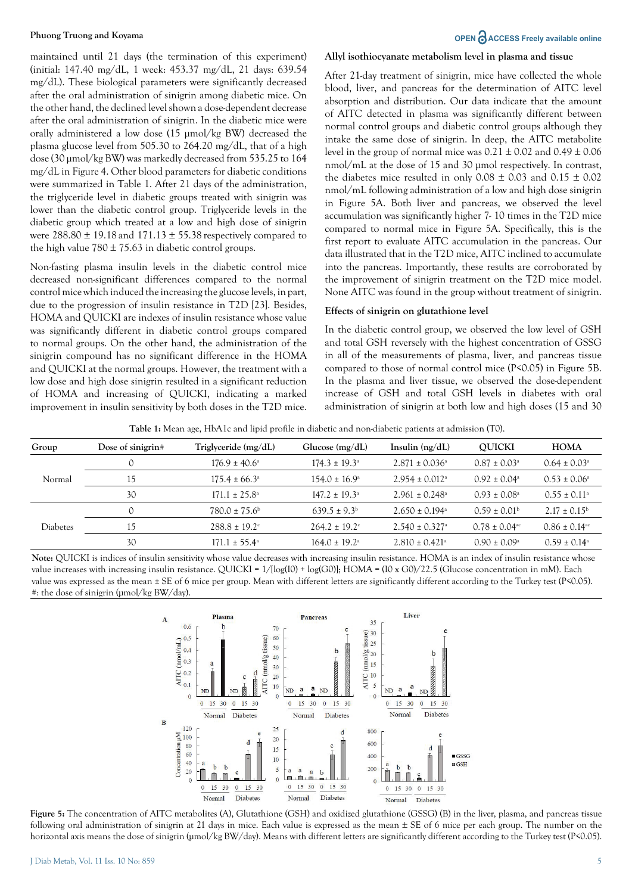maintained until 21 days (the termination of this experiment) (initial: 147.40 mg/dL, 1 week: 453.37 mg/dL, 21 days: 639.54 mg/dL). These biological parameters were significantly decreased after the oral administration of sinigrin among diabetic mice. On the other hand, the declined level shown a dose-dependent decrease after the oral administration of sinigrin. In the diabetic mice were orally administered a low dose (15 μmol/kg BW) decreased the plasma glucose level from 505.30 to 264.20 mg/dL, that of a high dose (30 μmol/kg BW) was markedly decreased from 535.25 to 164 mg/dL in Figure 4. Other blood parameters for diabetic conditions were summarized in Table 1. After 21 days of the administration, the triglyceride level in diabetic groups treated with sinigrin was lower than the diabetic control group. Triglyceride levels in the diabetic group which treated at a low and high dose of sinigrin were 288.80 ± 19.18 and 171.13 ± 55.38 respectively compared to the high value 780 ± 75.63 in diabetic control groups.

Non-fasting plasma insulin levels in the diabetic control mice decreased non-significant differences compared to the normal control mice which induced the increasing the glucose levels, in part, due to the progression of insulin resistance in T2D [23]. Besides, HOMA and QUICKI are indexes of insulin resistance whose value was significantly different in diabetic control groups compared to normal groups. On the other hand, the administration of the sinigrin compound has no significant difference in the HOMA and QUICKI at the normal groups. However, the treatment with a low dose and high dose sinigrin resulted in a significant reduction of HOMA and increasing of QUICKI, indicating a marked improvement in insulin sensitivity by both doses in the T2D mice.

### Allyl isothiocyanate metabolism level in plasma and tissue

After 21-day treatment of sinigrin, mice have collected the whole blood, liver, and pancreas for the determination of AITC level absorption and distribution. Our data indicate that the amount of AITC detected in plasma was significantly different between normal control groups and diabetic control groups although they intake the same dose of sinigrin. In deep, the AITC metabolite level in the group of normal mice was 0.21 ± 0.02 and 0.49 ± 0.06 nmol/mL at the dose of 15 and 30 μmol respectively. In contrast, the diabetes mice resulted in only 0.08 ± 0.03 and 0.15 ± 0.02 nmol/mL following administration of a low and high dose sinigrin in Figure 5A. Both liver and pancreas, we observed the level accumulation was significantly higher 7- 10 times in the T2D mice compared to normal mice in Figure 5A. Specifically, this is the first report to evaluate AITC accumulation in the pancreas. Our data illustrated that in the T2D mice, AITC inclined to accumulate into the pancreas. Importantly, these results are corroborated by the improvement of sinigrin treatment on the T2D mice model. None AITC was found in the group without treatment of sinigrin.

### Effects of sinigrin on glutathione level

In the diabetic control group, we observed the low level of GSH and total GSH reversely with the highest concentration of GSSG in all of the measurements of plasma, liver, and pancreas tissue compared to those of normal control mice (P<0.05) in Figure 5B. In the plasma and liver tissue, we observed the dose-dependent increase of GSH and total GSH levels in diabetes with oral administration of sinigrin at both low and high doses (15 and 30

**Table 1:** Mean age, HbA1c and lipid profile in diabetic and non-diabetic patients at admission (T0).

| Group | Dose of sinigrin# | Triglyceride (mg/dL) | Glucose (mg/dL) | Insulin (ng/dL) | QUICKI | HOMA |
|---|---|---|---|---|---|---|
| Normal | 0 | 176.9 ± 40.6[a] | 174.3 ± 19.3[a] | 2.871 ± 0.036[a] | 0.87 ± 0.03[a] | 0.64 ± 0.03[a] |
| | 15 | 175.4 ± 66.3[a] | 154.0 ± 16.9[a] | 2.954 ± 0.012[a] | 0.92 ± 0.04[a] | 0.53 ± 0.06[a] |
| | 30 | 171.1 ± 25.8[a] | 147.2 ± 19.3[a] | 2.961 ± 0.248[a] | 0.93 ± 0.08[a] | 0.55 ± 0.11[a] |
| Diabetes | 0 | 780.0 ± 75.6[b] | 639.5 ± 9.3[b] | 2.650 ± 0.194[a] | 0.59 ± 0.01[b] | 2.17 ± 0.15[b] |
| | 15 | 288.8 ± 19.2[c] | 264.2 ± 19.2[c] | 2.540 ± 0.327[a] | 0.78 ± 0.04[ac] | 0.86 ± 0.14[ac] |
| | 30 | 171.1 ± 55.4[a] | 164.0 ± 19.2[a] | 2.810 ± 0.421[a] | 0.90 ± 0.09[a] | 0.59 ± 0.14[a] |

**Note:** QUICKI is indices of insulin sensitivity whose value decreases with increasing insulin resistance. HOMA is an index of insulin resistance whose value increases with increasing insulin resistance. QUICKI = 1/[log(I0) + log(G0)]; HOMA = (I0 x G0)/22.5 (Glucose concentration in mM). Each value was expressed as the mean ± SE of 6 mice per group. Mean with different letters are significantly different according to the Turkey test (P<0.05). #: the dose of sinigrin (μmol/kg BW/day).

**Figure 5:** The concentration of AITC metabolites (A), Glutathione (GSH) and oxidized glutathione (GSSG) (B) in the liver, plasma, and pancreas tissue following oral administration of sinigrin at 21 days in mice. Each value is expressed as the mean ± SE of 6 mice per each group. The number on the horizontal axis means the dose of sinigrin (μmol/kg BW/day). Means with different letters are significantly different according to the Turkey test (P<0.05).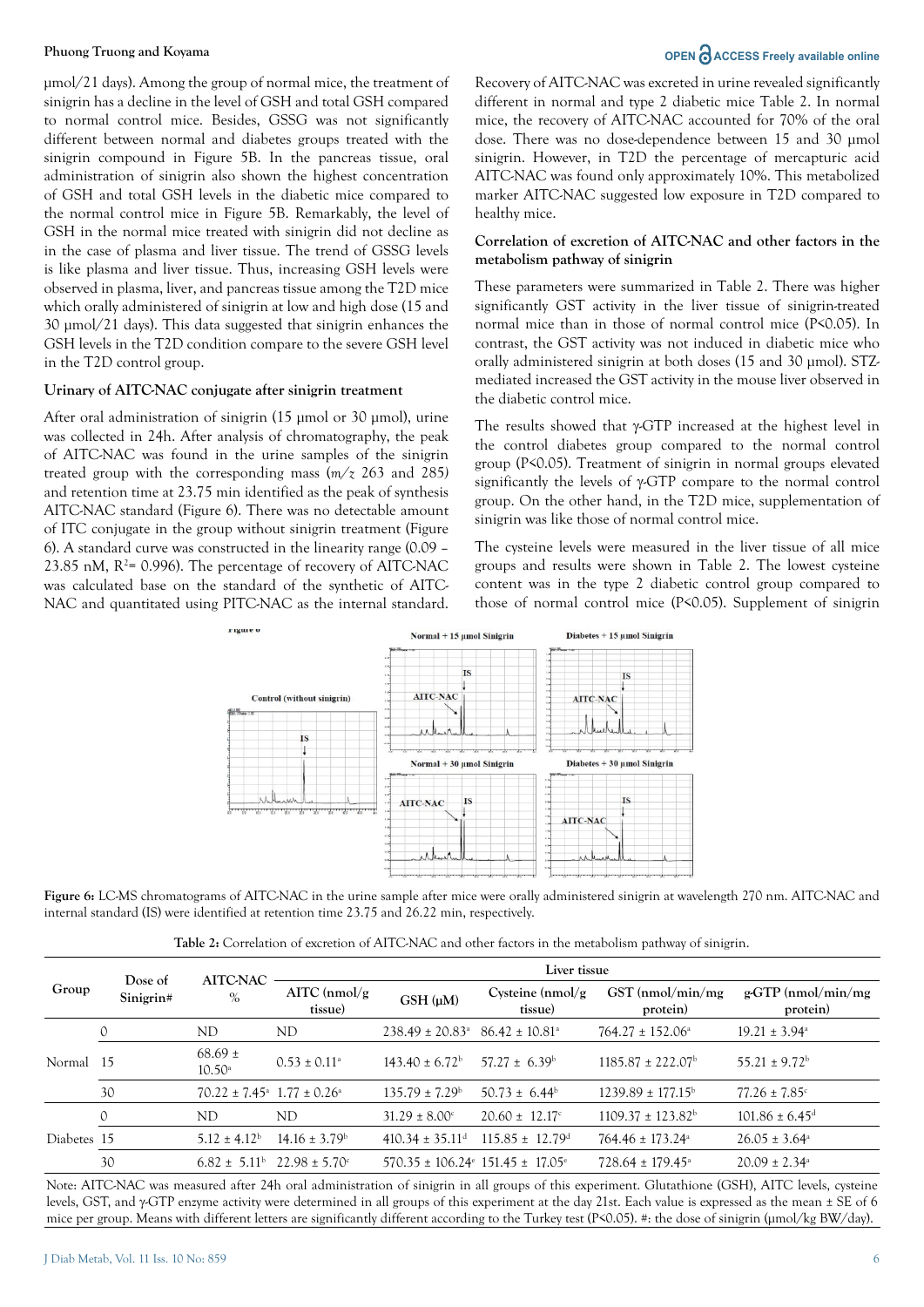μmol/21 days). Among the group of normal mice, the treatment of sinigrin has a decline in the level of GSH and total GSH compared to normal control mice. Besides, GSSG was not significantly different between normal and diabetes groups treated with the sinigrin compound in Figure 5B. In the pancreas tissue, oral administration of sinigrin also shown the highest concentration of GSH and total GSH levels in the diabetic mice compared to the normal control mice in Figure 5B. Remarkably, the level of GSH in the normal mice treated with sinigrin did not decline as in the case of plasma and liver tissue. The trend of GSSG levels is like plasma and liver tissue. Thus, increasing GSH levels were observed in plasma, liver, and pancreas tissue among the T2D mice which orally administered of sinigrin at low and high dose (15 and 30 μmol/21 days). This data suggested that sinigrin enhances the GSH levels in the T2D condition compare to the severe GSH level in the T2D control group.

### Urinary of AITC-NAC conjugate after sinigrin treatment

After oral administration of sinigrin (15 μmol or 30 μmol), urine was collected in 24h. After analysis of chromatography, the peak of AITC-NAC was found in the urine samples of the sinigrin treated group with the corresponding mass (*m/z* 263 and 285) and retention time at 23.75 min identified as the peak of synthesis AITC-NAC standard (Figure 6). There was no detectable amount of ITC conjugate in the group without sinigrin treatment (Figure 6). A standard curve was constructed in the linearity range (0.09 – 23.85 nM, $R^2$= 0.996). The percentage of recovery of AITC-NAC was calculated base on the standard of the synthetic of AITC-NAC and quantitated using PITC-NAC as the internal standard. Recovery of AITC-NAC was excreted in urine revealed significantly different in normal and type 2 diabetic mice Table 2. In normal mice, the recovery of AITC-NAC accounted for 70% of the oral dose. There was no dose-dependence between 15 and 30 μmol sinigrin. However, in T2D the percentage of mercapturic acid AITC-NAC was found only approximately 10%. This metabolized marker AITC-NAC suggested low exposure in T2D compared to healthy mice.

### Correlation of excretion of AITC-NAC and other factors in the metabolism pathway of sinigrin

These parameters were summarized in Table 2. There was higher significantly GST activity in the liver tissue of sinigrin-treated normal mice than in those of normal control mice (P<0.05). In contrast, the GST activity was not induced in diabetic mice who orally administered sinigrin at both doses (15 and 30 μmol). STZ-mediated increased the GST activity in the mouse liver observed in the diabetic control mice.

The results showed that γ-GTP increased at the highest level in the control diabetes group compared to the normal control group (P<0.05). Treatment of sinigrin in normal groups elevated significantly the levels of γ-GTP compare to the normal control group. On the other hand, in the T2D mice, supplementation of sinigrin was like those of normal control mice.

The cysteine levels were measured in the liver tissue of all mice groups and results were shown in Table 2. The lowest cysteine content was in the type 2 diabetic control group compared to those of normal control mice (P<0.05). Supplement of sinigrin

Figure 6: LC-MS chromatograms of AITC-NAC in the urine sample after mice were orally administered sinigrin at wavelength 270 nm. AITC-NAC and internal standard (IS) were identified at retention time 23.75 and 26.22 min, respectively.

Table 2: Correlation of excretion of AITC-NAC and other factors in the metabolism pathway of sinigrin.

| Group | Dose of Sinigrin# | AITC-NAC % | Liver tissue | | | | |
|---|---|---|---|---|---|---|---|
| | | | AITC (nmol/g tissue) | GSH (μM) | Cysteine (nmol/g tissue) | GST (nmol/min/mg protein) | g-GTP (nmol/min/mg protein) |
| Normal | 0 | ND | ND | 238.49 ± 20.83[a] | 86.42 ± 10.81[a] | 764.27 ± 152.06[a] | 19.21 ± 3.94[a] |
| | 15 | 68.69 ± 10.50[a] | 0.53 ± 0.11[a] | 143.40 ± 6.72[b] | 57.27 ± 6.39[b] | 1185.87 ± 222.07[b] | 55.21 ± 9.72[b] |
| | 30 | 70.22 ± 7.45[a] | 1.77 ± 0.26[a] | 135.79 ± 7.29[b] | 50.73 ± 6.44[b] | 1239.89 ± 177.15[b] | 77.26 ± 7.85[c] |
| Diabetes | 0 | ND | ND | 31.29 ± 8.00[c] | 20.60 ± 12.17[c] | 1109.37 ± 123.82[b] | 101.86 ± 6.45[d] |
| | 15 | 5.12 ± 4.12[b] | 14.16 ± 3.79[b] | 410.34 ± 35.11[d] | 115.85 ± 12.79[d] | 764.46 ± 173.24[a] | 26.05 ± 3.64[a] |
| | 30 | 6.82 ± 5.11[b] | 22.98 ± 5.70[c] | 570.35 ± 106.24[e] | 151.45 ± 17.05[e] | 728.64 ± 179.45[a] | 20.09 ± 2.34[a] |

Note: AITC-NAC was measured after 24h oral administration of sinigrin in all groups of this experiment. Glutathione (GSH), AITC levels, cysteine levels, GST, and γ-GTP enzyme activity were determined in all groups of this experiment at the day 21st. Each value is expressed as the mean ± SE of 6 mice per group. Means with different letters are significantly different according to the Turkey test (P<0.05). #: the dose of sinigrin (μmol/kg BW/day).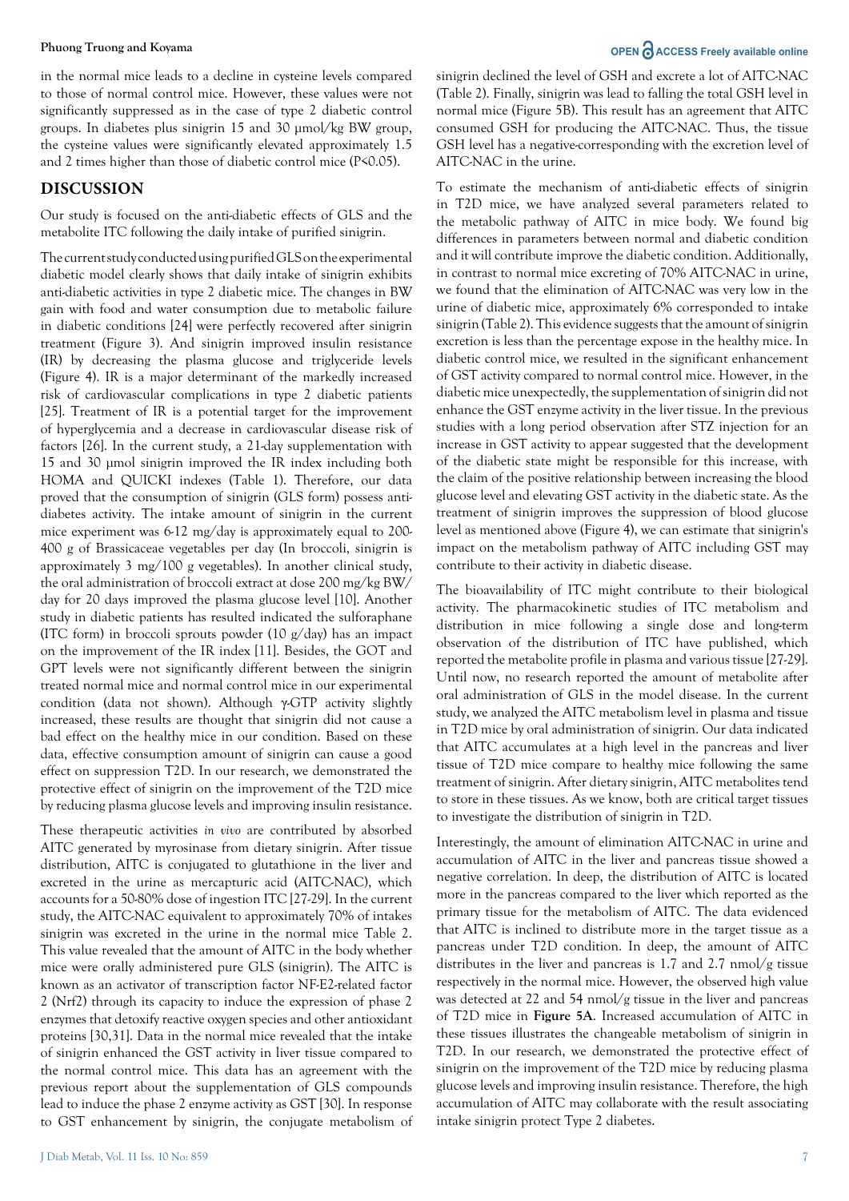in the normal mice leads to a decline in cysteine levels compared to those of normal control mice. However, these values were not significantly suppressed as in the case of type 2 diabetic control groups. In diabetes plus sinigrin 15 and 30 μmol/kg BW group, the cysteine values were significantly elevated approximately 1.5 and 2 times higher than those of diabetic control mice ($P<0.05$).

## DISCUSSION

Our study is focused on the anti-diabetic effects of GLS and the metabolite ITC following the daily intake of purified sinigrin.

The current study conducted using purified GLS on the experimental diabetic model clearly shows that daily intake of sinigrin exhibits anti-diabetic activities in type 2 diabetic mice. The changes in BW gain with food and water consumption due to metabolic failure in diabetic conditions [24] were perfectly recovered after sinigrin treatment (Figure 3). And sinigrin improved insulin resistance (IR) by decreasing the plasma glucose and triglyceride levels (Figure 4). IR is a major determinant of the markedly increased risk of cardiovascular complications in type 2 diabetic patients [25]. Treatment of IR is a potential target for the improvement of hyperglycemia and a decrease in cardiovascular disease risk of factors [26]. In the current study, a 21-day supplementation with 15 and 30 μmol sinigrin improved the IR index including both HOMA and QUICKI indexes (Table 1). Therefore, our data proved that the consumption of sinigrin (GLS form) possess anti-diabetes activity. The intake amount of sinigrin in the current mice experiment was 6-12 mg/day is approximately equal to 200-400 g of Brassicaceae vegetables per day (In broccoli, sinigrin is approximately 3 mg/100 g vegetables). In another clinical study, the oral administration of broccoli extract at dose 200 mg/kg BW/day for 20 days improved the plasma glucose level [10]. Another study in diabetic patients has resulted indicated the sulforaphane (ITC form) in broccoli sprouts powder (10 g/day) has an impact on the improvement of the IR index [11]. Besides, the GOT and GPT levels were not significantly different between the sinigrin treated normal mice and normal control mice in our experimental condition (data not shown). Although γ-GTP activity slightly increased, these results are thought that sinigrin did not cause a bad effect on the healthy mice in our condition. Based on these data, effective consumption amount of sinigrin can cause a good effect on suppression T2D. In our research, we demonstrated the protective effect of sinigrin on the improvement of the T2D mice by reducing plasma glucose levels and improving insulin resistance.

These therapeutic activities *in vivo* are contributed by absorbed AITC generated by myrosinase from dietary sinigrin. After tissue distribution, AITC is conjugated to glutathione in the liver and excreted in the urine as mercapturic acid (AITC-NAC), which accounts for a 50-80% dose of ingestion ITC [27-29]. In the current study, the AITC-NAC equivalent to approximately 70% of intakes sinigrin was excreted in the urine in the normal mice Table 2. This value revealed that the amount of AITC in the body whether mice were orally administered pure GLS (sinigrin). The AITC is known as an activator of transcription factor NF-E2-related factor 2 (Nrf2) through its capacity to induce the expression of phase 2 enzymes that detoxify reactive oxygen species and other antioxidant proteins [30,31]. Data in the normal mice revealed that the intake of sinigrin enhanced the GST activity in liver tissue compared to the normal control mice. This data has an agreement with the previous report about the supplementation of GLS compounds lead to induce the phase 2 enzyme activity as GST [30]. In response to GST enhancement by sinigrin, the conjugate metabolism of sinigrin declined the level of GSH and excrete a lot of AITC-NAC (Table 2). Finally, sinigrin was lead to falling the total GSH level in normal mice (Figure 5B). This result has an agreement that AITC consumed GSH for producing the AITC-NAC. Thus, the tissue GSH level has a negative-corresponding with the excretion level of AITC-NAC in the urine.

To estimate the mechanism of anti-diabetic effects of sinigrin in T2D mice, we have analyzed several parameters related to the metabolic pathway of AITC in mice body. We found big differences in parameters between normal and diabetic condition and it will contribute improve the diabetic condition. Additionally, in contrast to normal mice excreting of 70% AITC-NAC in urine, we found that the elimination of AITC-NAC was very low in the urine of diabetic mice, approximately 6% corresponded to intake sinigrin (Table 2). This evidence suggests that the amount of sinigrin excretion is less than the percentage expose in the healthy mice. In diabetic control mice, we resulted in the significant enhancement of GST activity compared to normal control mice. However, in the diabetic mice unexpectedly, the supplementation of sinigrin did not enhance the GST enzyme activity in the liver tissue. In the previous studies with a long period observation after STZ injection for an increase in GST activity to appear suggested that the development of the diabetic state might be responsible for this increase, with the claim of the positive relationship between increasing the blood glucose level and elevating GST activity in the diabetic state. As the treatment of sinigrin improves the suppression of blood glucose level as mentioned above (Figure 4), we can estimate that sinigrin's impact on the metabolism pathway of AITC including GST may contribute to their activity in diabetic disease.

The bioavailability of ITC might contribute to their biological activity. The pharmacokinetic studies of ITC metabolism and distribution in mice following a single dose and long-term observation of the distribution of ITC have published, which reported the metabolite profile in plasma and various tissue [27-29]. Until now, no research reported the amount of metabolite after oral administration of GLS in the model disease. In the current study, we analyzed the AITC metabolism level in plasma and tissue in T2D mice by oral administration of sinigrin. Our data indicated that AITC accumulates at a high level in the pancreas and liver tissue of T2D mice compare to healthy mice following the same treatment of sinigrin. After dietary sinigrin, AITC metabolites tend to store in these tissues. As we know, both are critical target tissues to investigate the distribution of sinigrin in T2D.

Interestingly, the amount of elimination AITC-NAC in urine and accumulation of AITC in the liver and pancreas tissue showed a negative correlation. In deep, the distribution of AITC is located more in the pancreas compared to the liver which reported as the primary tissue for the metabolism of AITC. The data evidenced that AITC is inclined to distribute more in the target tissue as a pancreas under T2D condition. In deep, the amount of AITC distributes in the liver and pancreas is 1.7 and 2.7 nmol/g tissue respectively in the normal mice. However, the observed high value was detected at 22 and 54 nmol/g tissue in the liver and pancreas of T2D mice in **Figure 5A**. Increased accumulation of AITC in these tissues illustrates the changeable metabolism of sinigrin in T2D. In our research, we demonstrated the protective effect of sinigrin on the improvement of the T2D mice by reducing plasma glucose levels and improving insulin resistance. Therefore, the high accumulation of AITC may collaborate with the result associating intake sinigrin protect Type 2 diabetes.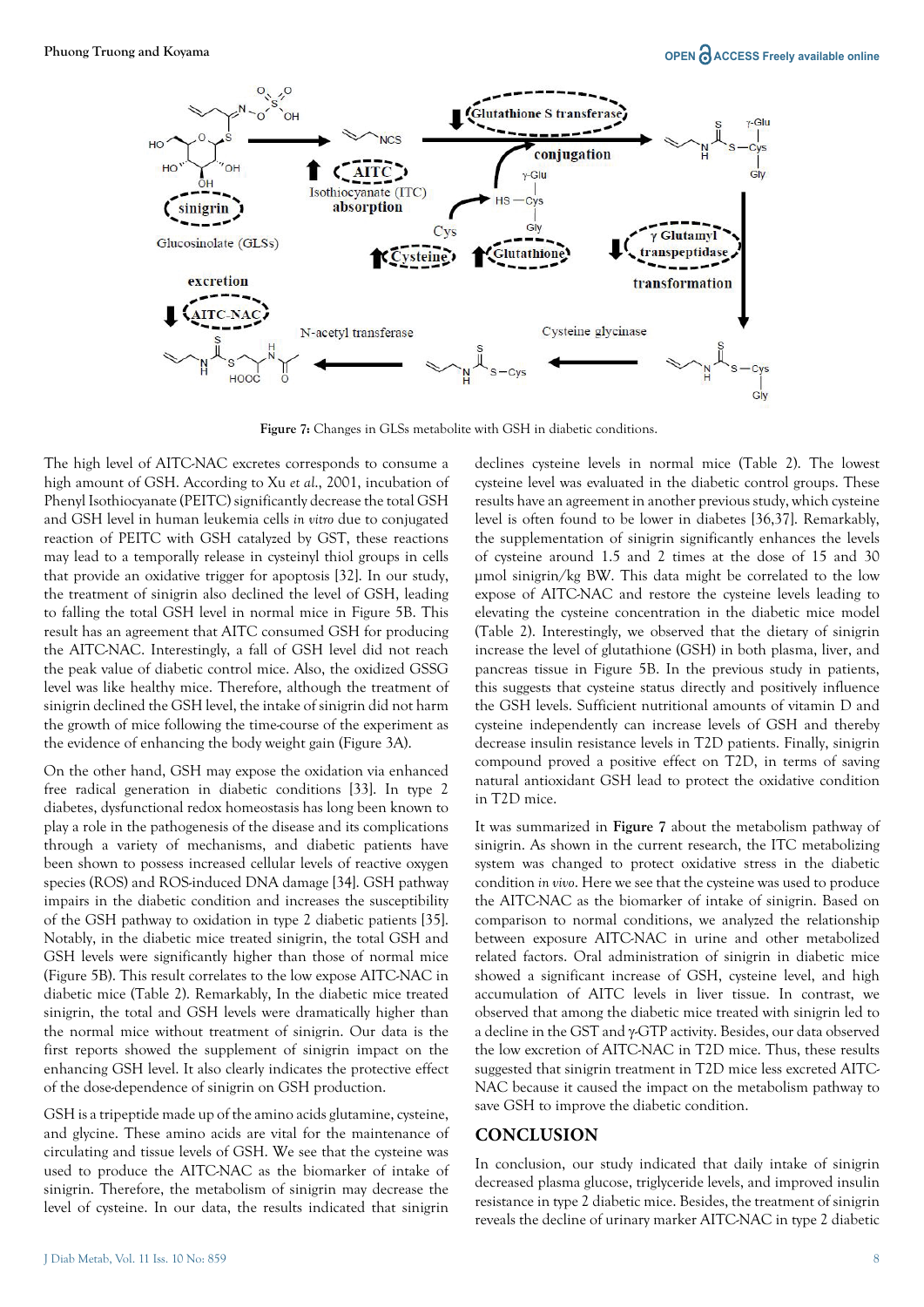Figure 7: Changes in GLSs metabolite with GSH in diabetic conditions.

The high level of AITC-NAC excretes corresponds to consume a high amount of GSH. According to Xu *et al*., 2001, incubation of Phenyl Isothiocyanate (PEITC) significantly decrease the total GSH and GSH level in human leukemia cells *in vitro* due to conjugated reaction of PEITC with GSH catalyzed by GST, these reactions may lead to a temporally release in cysteinyl thiol groups in cells that provide an oxidative trigger for apoptosis [32]. In our study, the treatment of sinigrin also declined the level of GSH, leading to falling the total GSH level in normal mice in Figure 5B. This result has an agreement that AITC consumed GSH for producing the AITC-NAC. Interestingly, a fall of GSH level did not reach the peak value of diabetic control mice. Also, the oxidized GSSG level was like healthy mice. Therefore, although the treatment of sinigrin declined the GSH level, the intake of sinigrin did not harm the growth of mice following the time-course of the experiment as the evidence of enhancing the body weight gain (Figure 3A).

On the other hand, GSH may expose the oxidation via enhanced free radical generation in diabetic conditions [33]. In type 2 diabetes, dysfunctional redox homeostasis has long been known to play a role in the pathogenesis of the disease and its complications through a variety of mechanisms, and diabetic patients have been shown to possess increased cellular levels of reactive oxygen species (ROS) and ROS-induced DNA damage [34]. GSH pathway impairs in the diabetic condition and increases the susceptibility of the GSH pathway to oxidation in type 2 diabetic patients [35]. Notably, in the diabetic mice treated sinigrin, the total GSH and GSH levels were significantly higher than those of normal mice (Figure 5B). This result correlates to the low expose AITC-NAC in diabetic mice (Table 2). Remarkably, In the diabetic mice treated sinigrin, the total and GSH levels were dramatically higher than the normal mice without treatment of sinigrin. Our data is the first reports showed the supplement of sinigrin impact on the enhancing GSH level. It also clearly indicates the protective effect of the dose-dependence of sinigrin on GSH production.

GSH is a tripeptide made up of the amino acids glutamine, cysteine, and glycine. These amino acids are vital for the maintenance of circulating and tissue levels of GSH. We see that the cysteine was used to produce the AITC-NAC as the biomarker of intake of sinigrin. Therefore, the metabolism of sinigrin may decrease the level of cysteine. In our data, the results indicated that sinigrin declines cysteine levels in normal mice (Table 2). The lowest cysteine level was evaluated in the diabetic control groups. These results have an agreement in another previous study, which cysteine level is often found to be lower in diabetes [36,37]. Remarkably, the supplementation of sinigrin significantly enhances the levels of cysteine around 1.5 and 2 times at the dose of 15 and 30 μmol sinigrin/kg BW. This data might be correlated to the low expose of AITC-NAC and restore the cysteine levels leading to elevating the cysteine concentration in the diabetic mice model (Table 2). Interestingly, we observed that the dietary of sinigrin increase the level of glutathione (GSH) in both plasma, liver, and pancreas tissue in Figure 5B. In the previous study in patients, this suggests that cysteine status directly and positively influence the GSH levels. Sufficient nutritional amounts of vitamin D and cysteine independently can increase levels of GSH and thereby decrease insulin resistance levels in T2D patients. Finally, sinigrin compound proved a positive effect on T2D, in terms of saving natural antioxidant GSH lead to protect the oxidative condition in T2D mice.

It was summarized in **Figure 7** about the metabolism pathway of sinigrin. As shown in the current research, the ITC metabolizing system was changed to protect oxidative stress in the diabetic condition *in vivo*. Here we see that the cysteine was used to produce the AITC-NAC as the biomarker of intake of sinigrin. Based on comparison to normal conditions, we analyzed the relationship between exposure AITC-NAC in urine and other metabolized related factors. Oral administration of sinigrin in diabetic mice showed a significant increase of GSH, cysteine level, and high accumulation of AITC levels in liver tissue. In contrast, we observed that among the diabetic mice treated with sinigrin led to a decline in the GST and γ-GTP activity. Besides, our data observed the low excretion of AITC-NAC in T2D mice. Thus, these results suggested that sinigrin treatment in T2D mice less excreted AITC-NAC because it caused the impact on the metabolism pathway to save GSH to improve the diabetic condition.

## CONCLUSION

In conclusion, our study indicated that daily intake of sinigrin decreased plasma glucose, triglyceride levels, and improved insulin resistance in type 2 diabetic mice. Besides, the treatment of sinigrin reveals the decline of urinary marker AITC-NAC in type 2 diabetic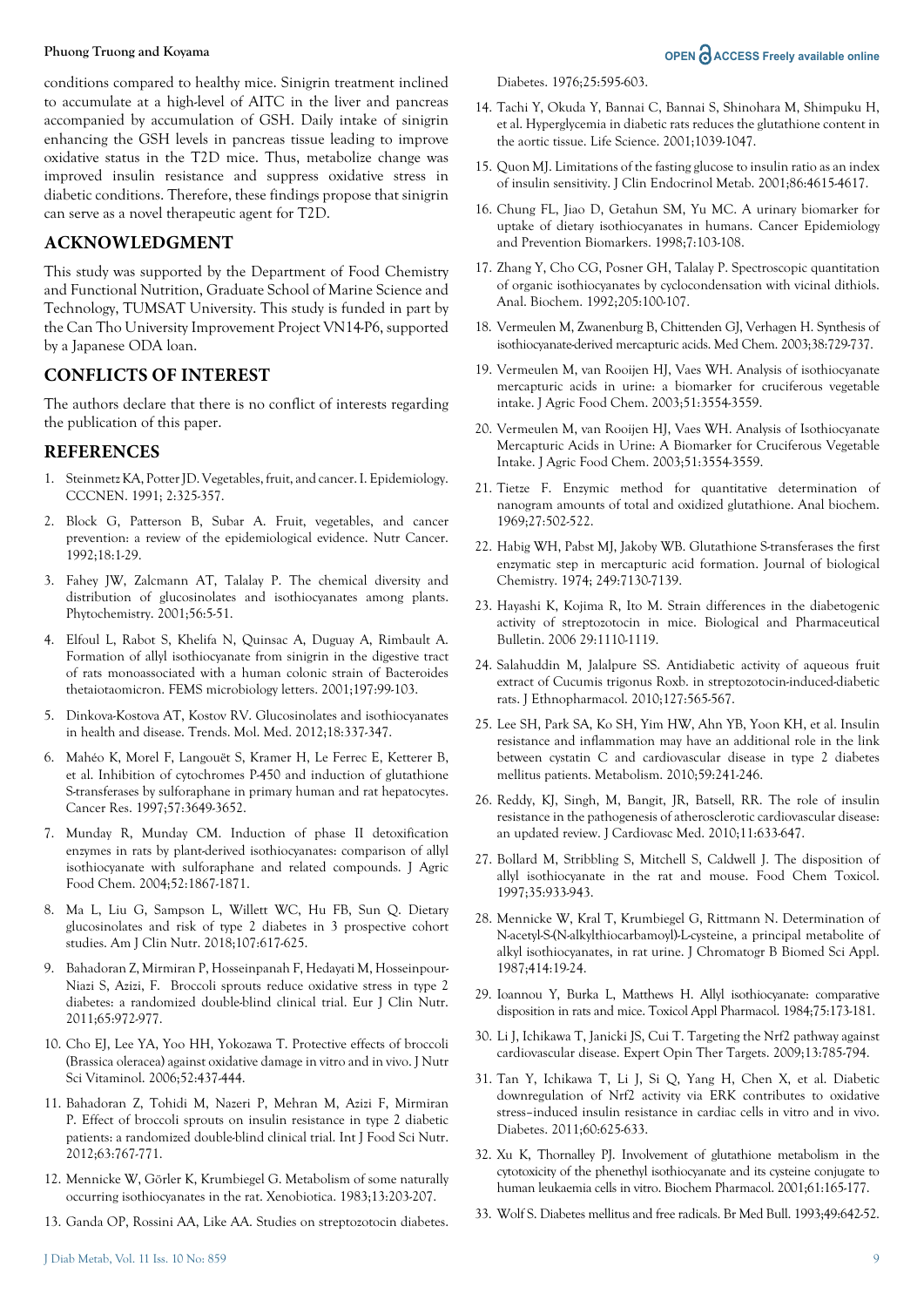conditions compared to healthy mice. Sinigrin treatment inclined to accumulate at a high-level of AITC in the liver and pancreas accompanied by accumulation of GSH. Daily intake of sinigrin enhancing the GSH levels in pancreas tissue leading to improve oxidative status in the T2D mice. Thus, metabolize change was improved insulin resistance and suppress oxidative stress in diabetic conditions. Therefore, these findings propose that sinigrin can serve as a novel therapeutic agent for T2D.

## ACKNOWLEDGMENT

This study was supported by the Department of Food Chemistry and Functional Nutrition, Graduate School of Marine Science and Technology, TUMSAT University. This study is funded in part by the Can Tho University Improvement Project VN14-P6, supported by a Japanese ODA loan.

## CONFLICTS OF INTEREST

The authors declare that there is no conflict of interests regarding the publication of this paper.

## REFERENCES

1. Steinmetz KA, Potter JD. Vegetables, fruit, and cancer. I. Epidemiology. CCCNEN. 1991; 2:325-357.
2. Block G, Patterson B, Subar A. Fruit, vegetables, and cancer prevention: a review of the epidemiological evidence. Nutr Cancer. 1992;18:1-29.
3. Fahey JW, Zalcmann AT, Talalay P. The chemical diversity and distribution of glucosinolates and isothiocyanates among plants. Phytochemistry. 2001;56:5-51.
4. Elfoul L, Rabot S, Khelifa N, Quinsac A, Duguay A, Rimbault A. Formation of allyl isothiocyanate from sinigrin in the digestive tract of rats monoassociated with a human colonic strain of Bacteroides thetaiotaomicron. FEMS microbiology letters. 2001;197:99-103.
5. Dinkova-Kostova AT, Kostov RV. Glucosinolates and isothiocyanates in health and disease. Trends. Mol. Med. 2012;18:337-347.
6. Mahéo K, Morel F, Langouët S, Kramer H, Le Ferrec E, Ketterer B, et al. Inhibition of cytochromes P-450 and induction of glutathione S-transferases by sulforaphane in primary human and rat hepatocytes. Cancer Res. 1997;57:3649-3652.
7. Munday R, Munday CM. Induction of phase II detoxification enzymes in rats by plant-derived isothiocyanates: comparison of allyl isothiocyanate with sulforaphane and related compounds. J Agric Food Chem. 2004;52:1867-1871.
8. Ma L, Liu G, Sampson L, Willett WC, Hu FB, Sun Q. Dietary glucosinolates and risk of type 2 diabetes in 3 prospective cohort studies. Am J Clin Nutr. 2018;107:617-625.
9. Bahadoran Z, Mirmiran P, Hosseinpanah F, Hedayati M, Hosseinpour-Niazi S, Azizi, F. Broccoli sprouts reduce oxidative stress in type 2 diabetes: a randomized double-blind clinical trial. Eur J Clin Nutr. 2011;65:972-977.
10. Cho EJ, Lee YA, Yoo HH, Yokozawa T. Protective effects of broccoli (Brassica oleracea) against oxidative damage in vitro and in vivo. J Nutr Sci Vitaminol. 2006;52:437-444.
11. Bahadoran Z, Tohidi M, Nazeri P, Mehran M, Azizi F, Mirmiran P. Effect of broccoli sprouts on insulin resistance in type 2 diabetic patients: a randomized double-blind clinical trial. Int J Food Sci Nutr. 2012;63:767-771.
12. Mennicke W, Görler K, Krumbiegel G. Metabolism of some naturally occurring isothiocyanates in the rat. Xenobiotica. 1983;13:203-207.
13. Ganda OP, Rossini AA, Like AA. Studies on streptozotocin diabetes. Diabetes. 1976;25:595-603.
14. Tachi Y, Okuda Y, Bannai C, Bannai S, Shinohara M, Shimpuku H, et al. Hyperglycemia in diabetic rats reduces the glutathione content in the aortic tissue. Life Science. 2001;1039-1047.
15. Quon MJ. Limitations of the fasting glucose to insulin ratio as an index of insulin sensitivity. J Clin Endocrinol Metab. 2001;86:4615-4617.
16. Chung FL, Jiao D, Getahun SM, Yu MC. A urinary biomarker for uptake of dietary isothiocyanates in humans. Cancer Epidemiology and Prevention Biomarkers. 1998;7:103-108.
17. Zhang Y, Cho CG, Posner GH, Talalay P. Spectroscopic quantitation of organic isothiocyanates by cyclocondensation with vicinal dithiols. Anal. Biochem. 1992;205:100-107.
18. Vermeulen M, Zwanenburg B, Chittenden GJ, Verhagen H. Synthesis of isothiocyanate-derived mercapturic acids. Med Chem. 2003;38:729-737.
19. Vermeulen M, van Rooijen HJ, Vaes WH. Analysis of isothiocyanate mercapturic acids in urine: a biomarker for cruciferous vegetable intake. J Agric Food Chem. 2003;51:3554-3559.
20. Vermeulen M, van Rooijen HJ, Vaes WH. Analysis of Isothiocyanate Mercapturic Acids in Urine: A Biomarker for Cruciferous Vegetable Intake. J Agric Food Chem. 2003;51:3554-3559.
21. Tietze F. Enzymic method for quantitative determination of nanogram amounts of total and oxidized glutathione. Anal biochem. 1969;27:502-522.
22. Habig WH, Pabst MJ, Jakoby WB. Glutathione S-transferases the first enzymatic step in mercapturic acid formation. Journal of biological Chemistry. 1974; 249:7130-7139.
23. Hayashi K, Kojima R, Ito M. Strain differences in the diabetogenic activity of streptozotocin in mice. Biological and Pharmaceutical Bulletin. 2006 29:1110-1119.
24. Salahuddin M, Jalalpure SS. Antidiabetic activity of aqueous fruit extract of Cucumis trigonus Roxb. in streptozotocin-induced-diabetic rats. J Ethnopharmacol. 2010;127:565-567.
25. Lee SH, Park SA, Ko SH, Yim HW, Ahn YB, Yoon KH, et al. Insulin resistance and inflammation may have an additional role in the link between cystatin C and cardiovascular disease in type 2 diabetes mellitus patients. Metabolism. 2010;59:241-246.
26. Reddy, KJ, Singh, M, Bangit, JR, Batsell, RR. The role of insulin resistance in the pathogenesis of atherosclerotic cardiovascular disease: an updated review. J Cardiovasc Med. 2010;11:633-647.
27. Bollard M, Stribbling S, Mitchell S, Caldwell J. The disposition of allyl isothiocyanate in the rat and mouse. Food Chem Toxicol. 1997;35:933-943.
28. Mennicke W, Kral T, Krumbiegel G, Rittmann N. Determination of N-acetyl-S-(N-alkylthiocarbamoyl)-L-cysteine, a principal metabolite of alkyl isothiocyanates, in rat urine. J Chromatogr B Biomed Sci Appl. 1987;414:19-24.
29. Ioannou Y, Burka L, Matthews H. Allyl isothiocyanate: comparative disposition in rats and mice. Toxicol Appl Pharmacol. 1984;75:173-181.
30. Li J, Ichikawa T, Janicki JS, Cui T. Targeting the Nrf2 pathway against cardiovascular disease. Expert Opin Ther Targets. 2009;13:785-794.
31. Tan Y, Ichikawa T, Li J, Si Q, Yang H, Chen X, et al. Diabetic downregulation of Nrf2 activity via ERK contributes to oxidative stress–induced insulin resistance in cardiac cells in vitro and in vivo. Diabetes. 2011;60:625-633.
32. Xu K, Thornalley PJ. Involvement of glutathione metabolism in the cytotoxicity of the phenethyl isothiocyanate and its cysteine conjugate to human leukaemia cells in vitro. Biochem Pharmacol. 2001;61:165-177.
33. Wolf S. Diabetes mellitus and free radicals. Br Med Bull. 1993;49:642-52.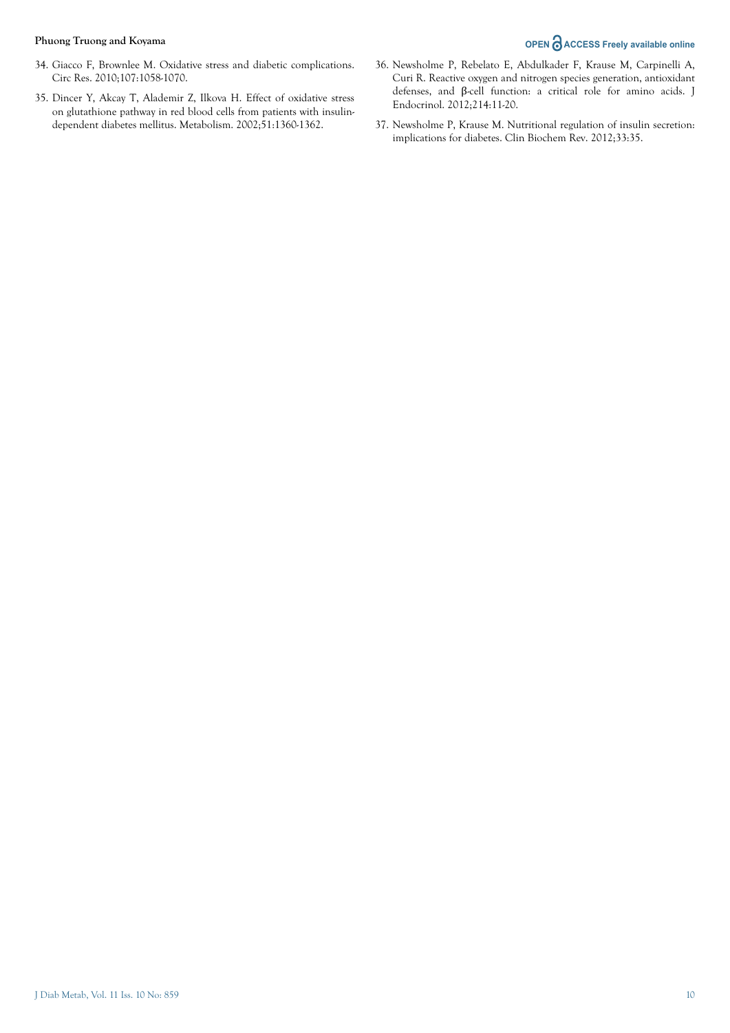34. Giacco F, Brownlee M. Oxidative stress and diabetic complications. Circ Res. 2010;107:1058-1070.

35. Dincer Y, Akcay T, Alademir Z, Ilkova H. Effect of oxidative stress on glutathione pathway in red blood cells from patients with insulin-dependent diabetes mellitus. Metabolism. 2002;51:1360-1362.

36. Newsholme P, Rebelato E, Abdulkader F, Krause M, Carpinelli A, Curi R. Reactive oxygen and nitrogen species generation, antioxidant defenses, and β-cell function: a critical role for amino acids. J Endocrinol. 2012;214:11-20.

37. Newsholme P, Krause M. Nutritional regulation of insulin secretion: implications for diabetes. Clin Biochem Rev. 2012;33:35.